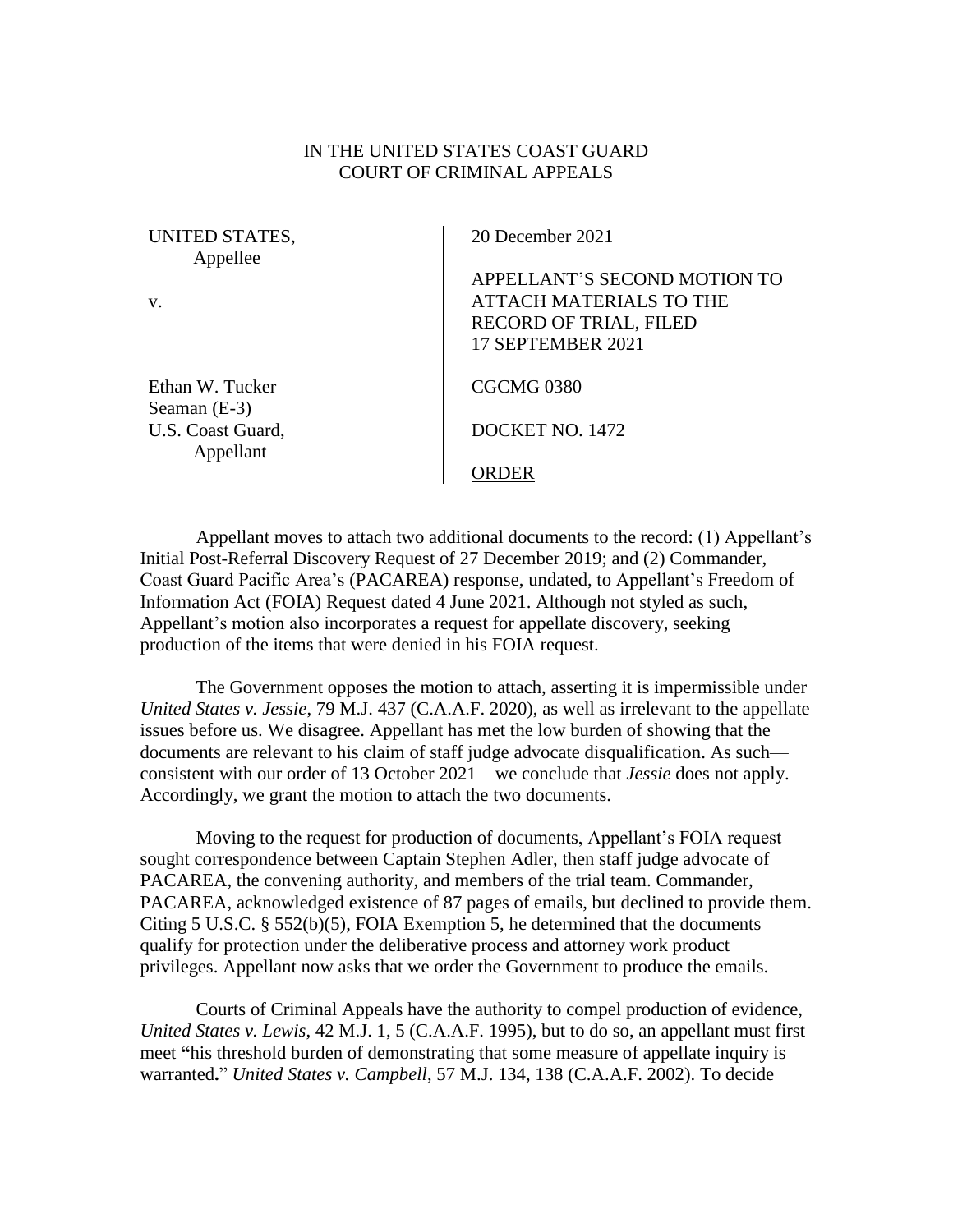IN THE UNITED STATES COAST GUARD
COURT OF CRIMINAL APPEALS

| | |
|---|---|
| UNITED STATES,<br>Appellee<br><br>v.<br><br>Ethan W. Tucker<br>Seaman (E-3)<br>U.S. Coast Guard,<br>Appellant | 20 December 2021<br><br>APPELLANT'S SECOND MOTION TO ATTACH MATERIALS TO THE RECORD OF TRIAL, FILED 17 SEPTEMBER 2021<br><br>CGCMG 0380<br><br>DOCKET NO. 1472<br><br><u>ORDER</u> |

Appellant moves to attach two additional documents to the record: (1) Appellant's Initial Post-Referral Discovery Request of 27 December 2019; and (2) Commander, Coast Guard Pacific Area's (PACAREA) response, undated, to Appellant's Freedom of Information Act (FOIA) Request dated 4 June 2021. Although not styled as such, Appellant's motion also incorporates a request for appellate discovery, seeking production of the items that were denied in his FOIA request.

The Government opposes the motion to attach, asserting it is impermissible under *United States v. Jessie*, 79 M.J. 437 (C.A.A.F. 2020), as well as irrelevant to the appellate issues before us. We disagree. Appellant has met the low burden of showing that the documents are relevant to his claim of staff judge advocate disqualification. As such—consistent with our order of 13 October 2021—we conclude that *Jessie* does not apply. Accordingly, we grant the motion to attach the two documents.

Moving to the request for production of documents, Appellant's FOIA request sought correspondence between Captain Stephen Adler, then staff judge advocate of PACAREA, the convening authority, and members of the trial team. Commander, PACAREA, acknowledged existence of 87 pages of emails, but declined to provide them. Citing 5 U.S.C. § 552(b)(5), FOIA Exemption 5, he determined that the documents qualify for protection under the deliberative process and attorney work product privileges. Appellant now asks that we order the Government to produce the emails.

Courts of Criminal Appeals have the authority to compel production of evidence, *United States v. Lewis*, 42 M.J. 1, 5 (C.A.A.F. 1995), but to do so, an appellant must first meet **"**his threshold burden of demonstrating that some measure of appellate inquiry is warranted**.**" *United States v. Campbell*, 57 M.J. 134, 138 (C.A.A.F. 2002). To decide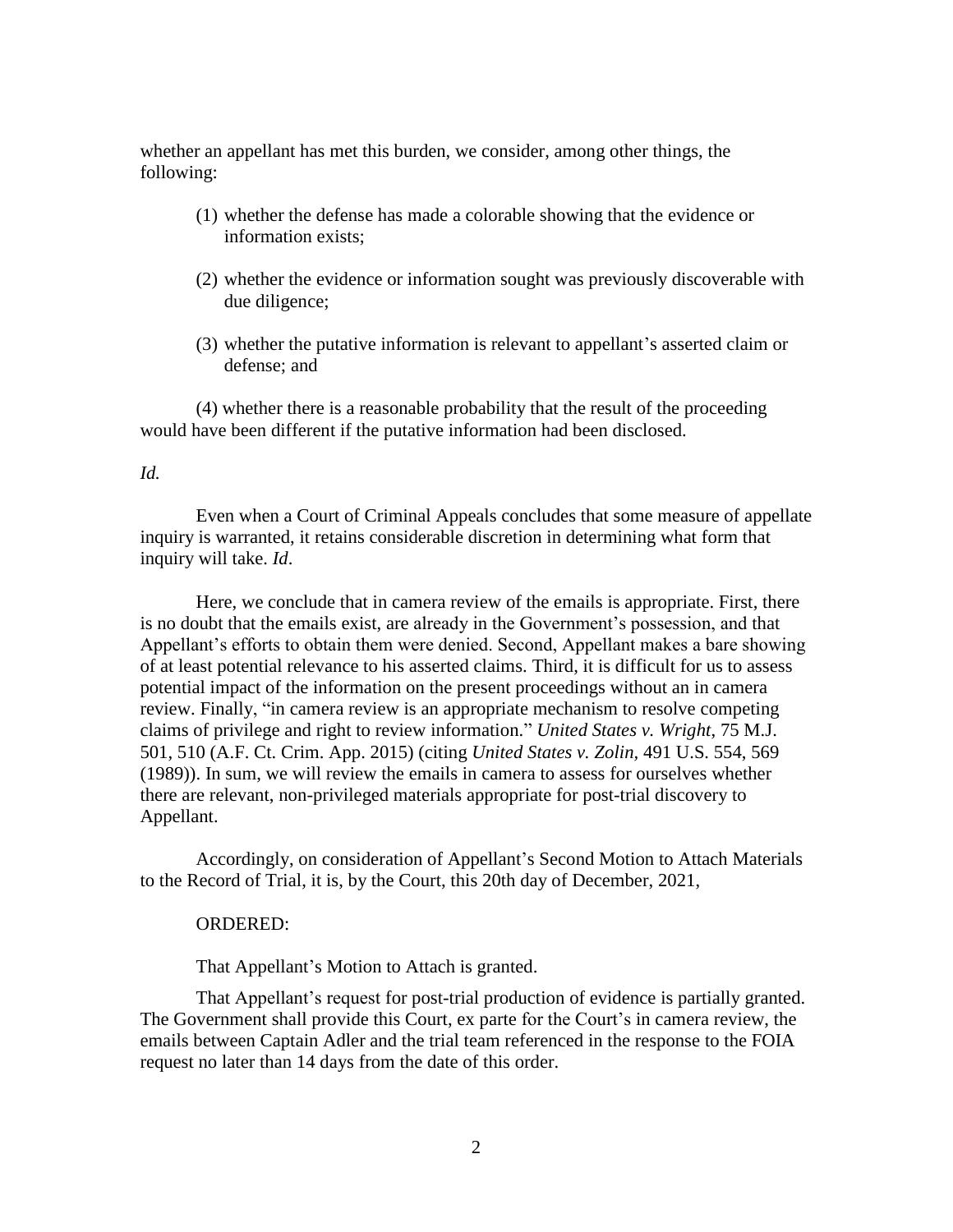whether an appellant has met this burden, we consider, among other things, the following:

(1) whether the defense has made a colorable showing that the evidence or information exists;

(2) whether the evidence or information sought was previously discoverable with due diligence;

(3) whether the putative information is relevant to appellant's asserted claim or defense; and

(4) whether there is a reasonable probability that the result of the proceeding would have been different if the putative information had been disclosed.

*Id.*

Even when a Court of Criminal Appeals concludes that some measure of appellate inquiry is warranted, it retains considerable discretion in determining what form that inquiry will take. *Id*.

Here, we conclude that in camera review of the emails is appropriate. First, there is no doubt that the emails exist, are already in the Government's possession, and that Appellant's efforts to obtain them were denied. Second, Appellant makes a bare showing of at least potential relevance to his asserted claims. Third, it is difficult for us to assess potential impact of the information on the present proceedings without an in camera review. Finally, "in camera review is an appropriate mechanism to resolve competing claims of privilege and right to review information." *United States v. Wright*, 75 M.J. 501, 510 (A.F. Ct. Crim. App. 2015) (citing *United States v. Zolin*, 491 U.S. 554, 569 (1989)). In sum, we will review the emails in camera to assess for ourselves whether there are relevant, non-privileged materials appropriate for post-trial discovery to Appellant.

Accordingly, on consideration of Appellant's Second Motion to Attach Materials to the Record of Trial, it is, by the Court, this 20th day of December, 2021,

ORDERED:

That Appellant's Motion to Attach is granted.

That Appellant's request for post-trial production of evidence is partially granted. The Government shall provide this Court, ex parte for the Court's in camera review, the emails between Captain Adler and the trial team referenced in the response to the FOIA request no later than 14 days from the date of this order.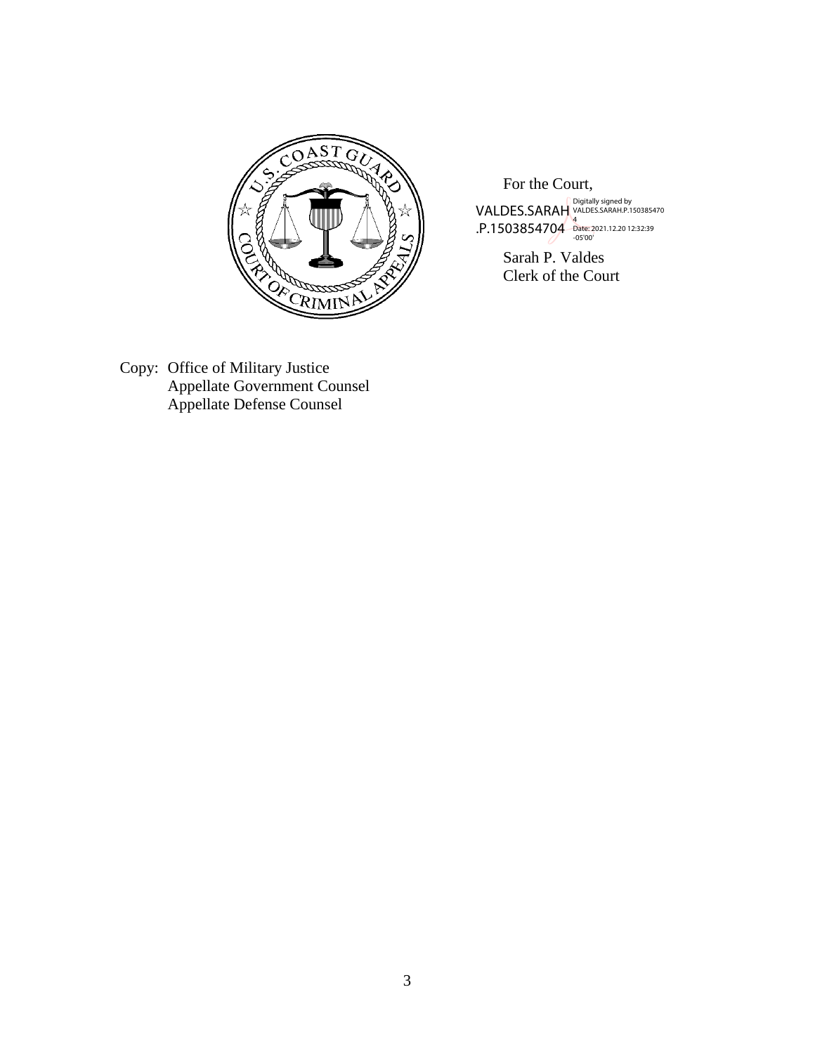For the Court,

VALDES.SARAH.P.1503854704 Digitally signed by VALDES.SARAH.P.1503854704 Date: 2021.12.20 12:32:39 -05'00'

Sarah P. Valdes
Clerk of the Court

Copy: Office of Military Justice
Appellate Government Counsel
Appellate Defense Counsel